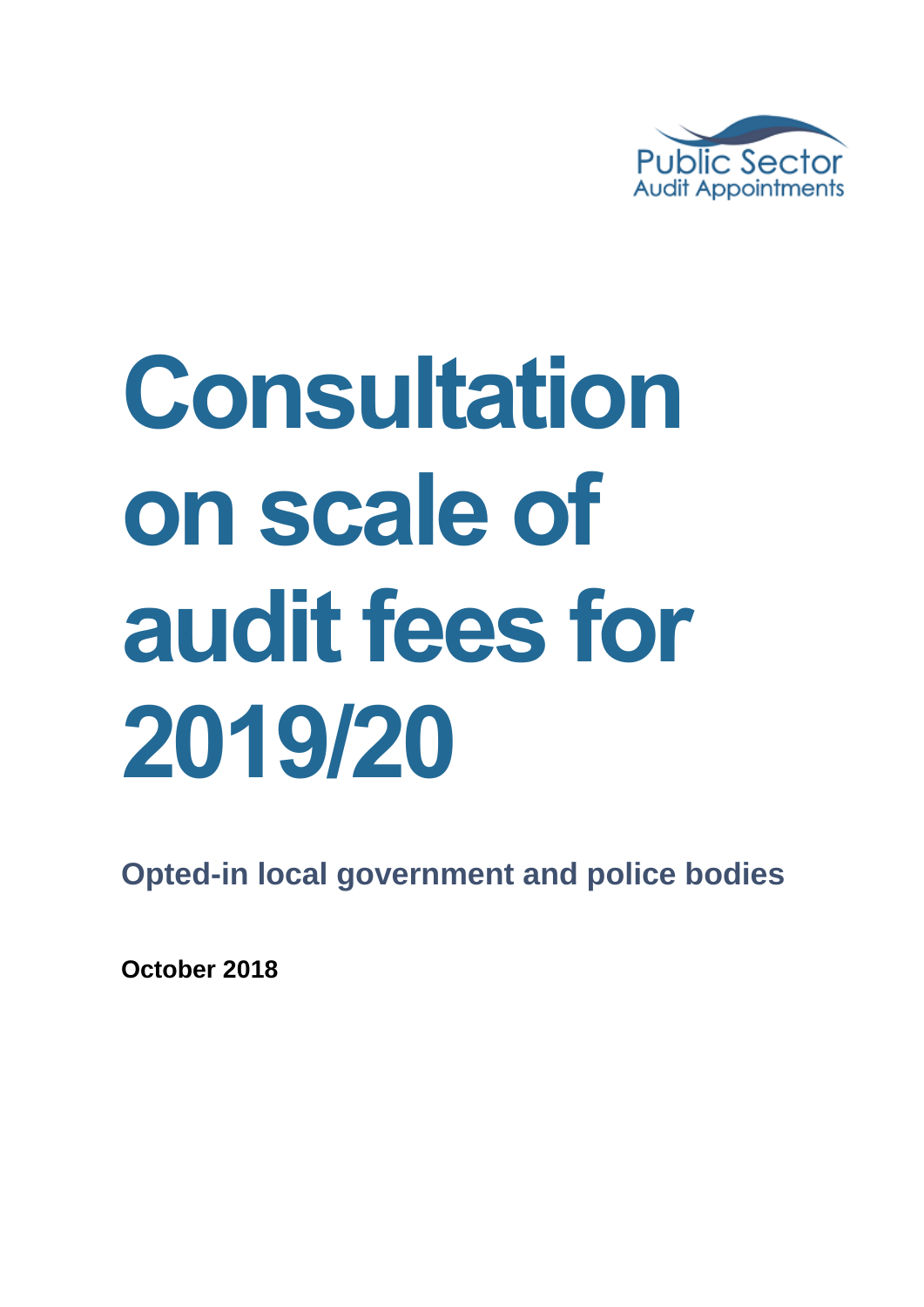Public Sector
Audit Appointments

# Consultation on scale of audit fees for 2019/20

**Opted-in local government and police bodies**

**October 2018**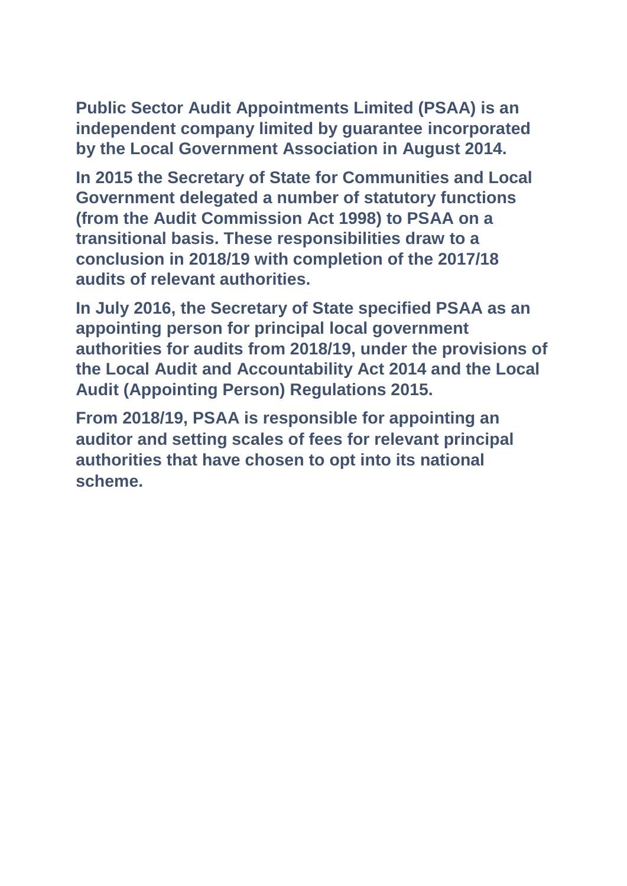**Public Sector Audit Appointments Limited (PSAA) is an independent company limited by guarantee incorporated by the Local Government Association in August 2014.**

**In 2015 the Secretary of State for Communities and Local Government delegated a number of statutory functions (from the Audit Commission Act 1998) to PSAA on a transitional basis. These responsibilities draw to a conclusion in 2018/19 with completion of the 2017/18 audits of relevant authorities.**

**In July 2016, the Secretary of State specified PSAA as an appointing person for principal local government authorities for audits from 2018/19, under the provisions of the Local Audit and Accountability Act 2014 and the Local Audit (Appointing Person) Regulations 2015.**

**From 2018/19, PSAA is responsible for appointing an auditor and setting scales of fees for relevant principal authorities that have chosen to opt into its national scheme.**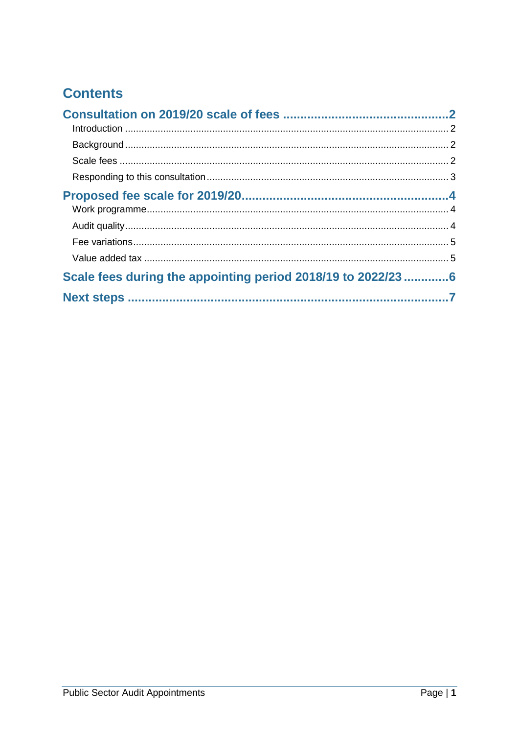# Contents

**Consultation on 2019/20 scale of fees** ............................................... 2

- Introduction ............................................... 2
- Background ............................................... 2
- Scale fees ............................................... 2
- Responding to this consultation ............................................... 3

**Proposed fee scale for 2019/20** ............................................... 4

- Work programme ............................................... 4
- Audit quality ............................................... 4
- Fee variations ............................................... 5
- Value added tax ............................................... 5

**Scale fees during the appointing period 2018/19 to 2022/23** ............................................... 6

**Next steps** ............................................... 7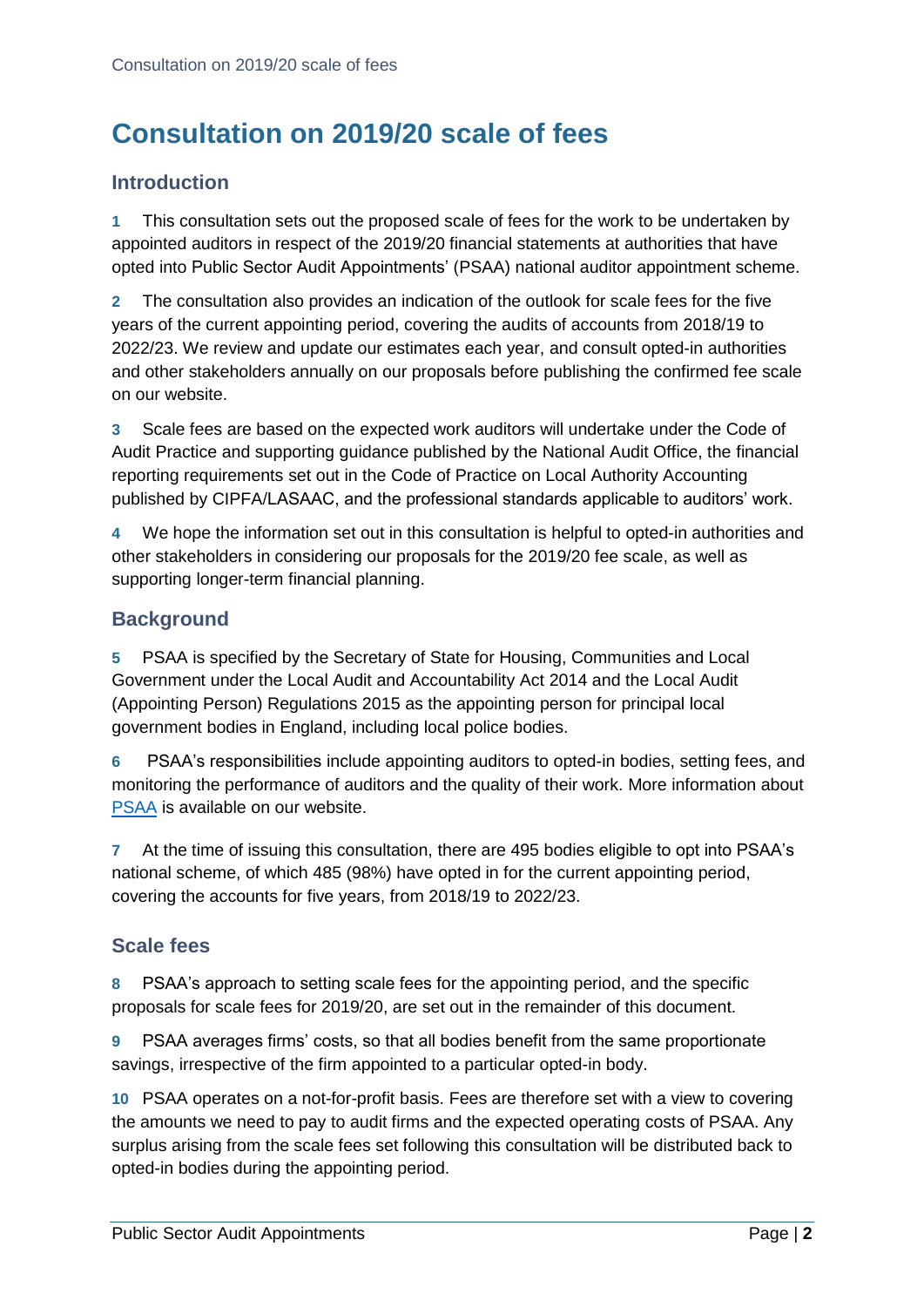# Consultation on 2019/20 scale of fees

## Introduction

**1** This consultation sets out the proposed scale of fees for the work to be undertaken by appointed auditors in respect of the 2019/20 financial statements at authorities that have opted into Public Sector Audit Appointments' (PSAA) national auditor appointment scheme.

**2** The consultation also provides an indication of the outlook for scale fees for the five years of the current appointing period, covering the audits of accounts from 2018/19 to 2022/23. We review and update our estimates each year, and consult opted-in authorities and other stakeholders annually on our proposals before publishing the confirmed fee scale on our website.

**3** Scale fees are based on the expected work auditors will undertake under the Code of Audit Practice and supporting guidance published by the National Audit Office, the financial reporting requirements set out in the Code of Practice on Local Authority Accounting published by CIPFA/LASAAC, and the professional standards applicable to auditors' work.

**4** We hope the information set out in this consultation is helpful to opted-in authorities and other stakeholders in considering our proposals for the 2019/20 fee scale, as well as supporting longer-term financial planning.

## Background

**5** PSAA is specified by the Secretary of State for Housing, Communities and Local Government under the Local Audit and Accountability Act 2014 and the Local Audit (Appointing Person) Regulations 2015 as the appointing person for principal local government bodies in England, including local police bodies.

**6** PSAA's responsibilities include appointing auditors to opted-in bodies, setting fees, and monitoring the performance of auditors and the quality of their work. More information about PSAA is available on our website.

**7** At the time of issuing this consultation, there are 495 bodies eligible to opt into PSAA's national scheme, of which 485 (98%) have opted in for the current appointing period, covering the accounts for five years, from 2018/19 to 2022/23.

## Scale fees

**8** PSAA's approach to setting scale fees for the appointing period, and the specific proposals for scale fees for 2019/20, are set out in the remainder of this document.

**9** PSAA averages firms' costs, so that all bodies benefit from the same proportionate savings, irrespective of the firm appointed to a particular opted-in body.

**10** PSAA operates on a not-for-profit basis. Fees are therefore set with a view to covering the amounts we need to pay to audit firms and the expected operating costs of PSAA. Any surplus arising from the scale fees set following this consultation will be distributed back to opted-in bodies during the appointing period.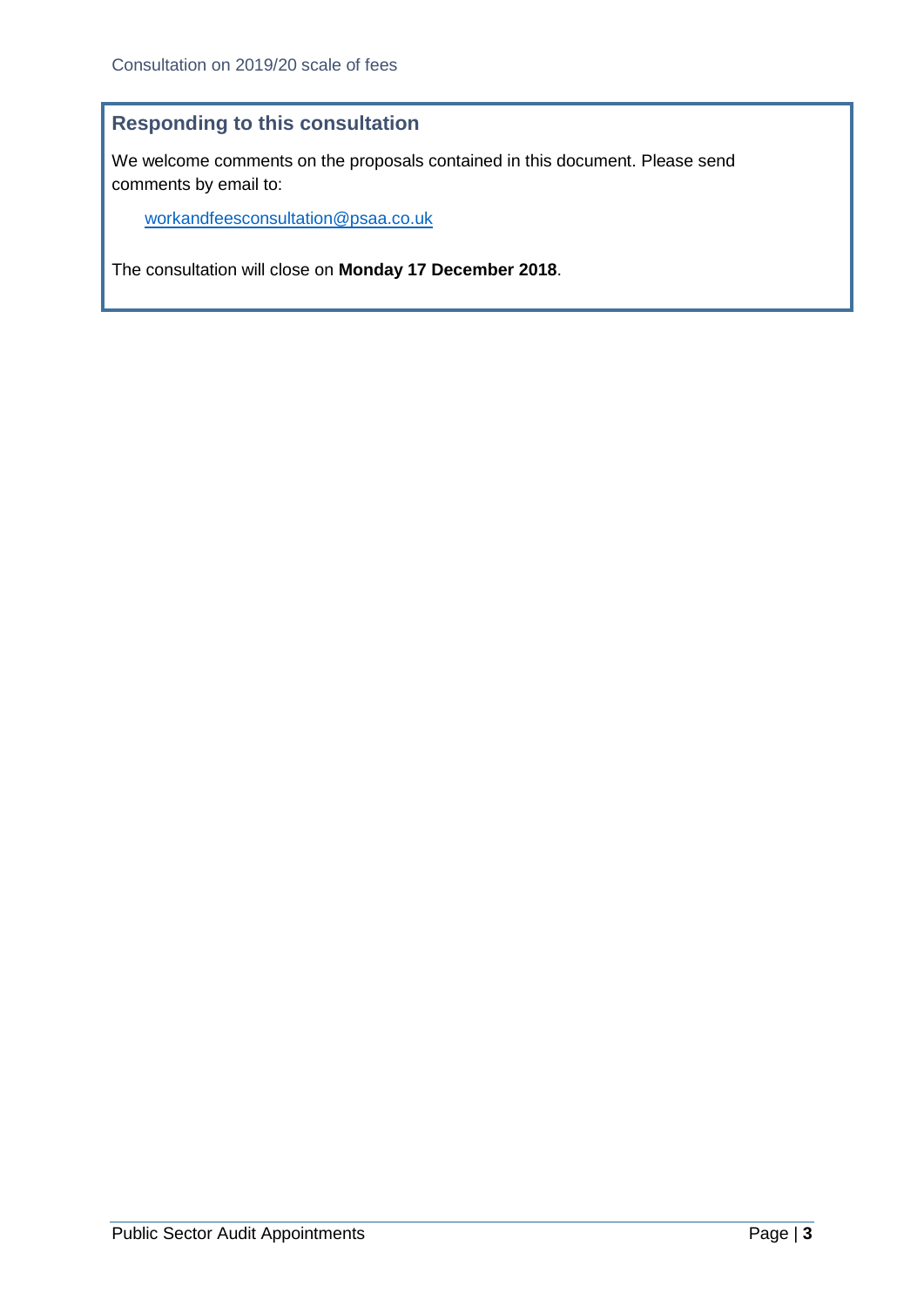## Responding to this consultation

We welcome comments on the proposals contained in this document. Please send comments by email to:

[workandfeesconsultation@psaa.co.uk](mailto:workandfeesconsultation@psaa.co.uk)

The consultation will close on **Monday 17 December 2018**.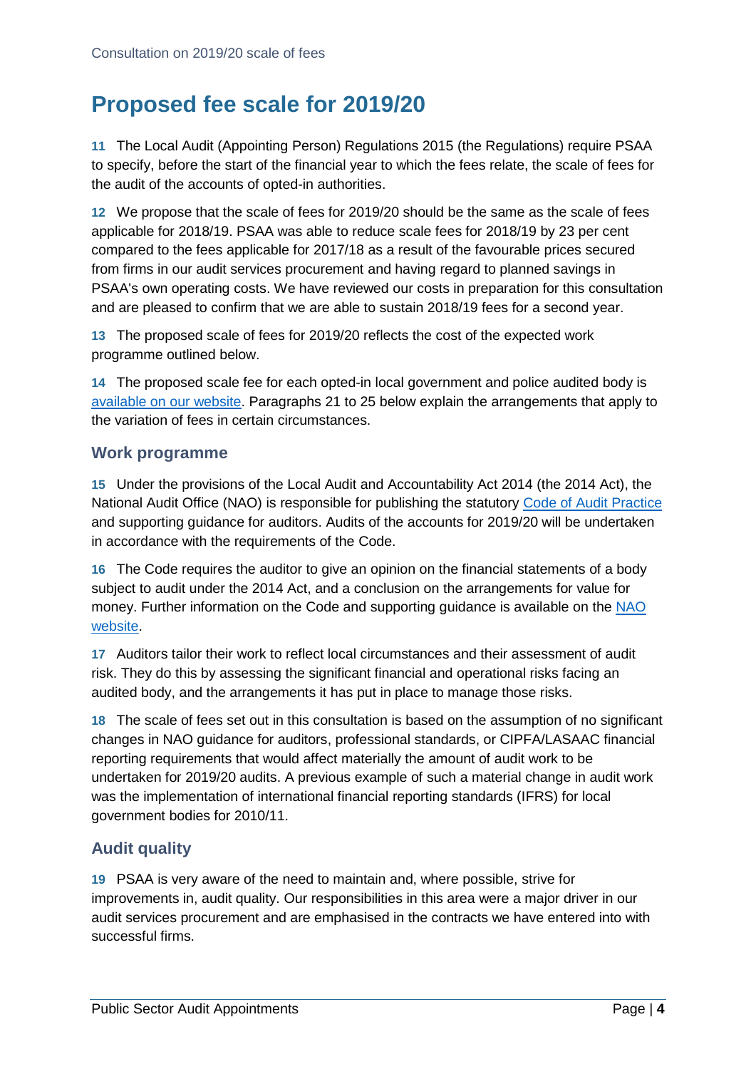## Proposed fee scale for 2019/20

**11** The Local Audit (Appointing Person) Regulations 2015 (the Regulations) require PSAA to specify, before the start of the financial year to which the fees relate, the scale of fees for the audit of the accounts of opted-in authorities.

**12** We propose that the scale of fees for 2019/20 should be the same as the scale of fees applicable for 2018/19. PSAA was able to reduce scale fees for 2018/19 by 23 per cent compared to the fees applicable for 2017/18 as a result of the favourable prices secured from firms in our audit services procurement and having regard to planned savings in PSAA's own operating costs. We have reviewed our costs in preparation for this consultation and are pleased to confirm that we are able to sustain 2018/19 fees for a second year.

**13** The proposed scale of fees for 2019/20 reflects the cost of the expected work programme outlined below.

**14** The proposed scale fee for each opted-in local government and police audited body is available on our website. Paragraphs 21 to 25 below explain the arrangements that apply to the variation of fees in certain circumstances.

### Work programme

**15** Under the provisions of the Local Audit and Accountability Act 2014 (the 2014 Act), the National Audit Office (NAO) is responsible for publishing the statutory Code of Audit Practice and supporting guidance for auditors. Audits of the accounts for 2019/20 will be undertaken in accordance with the requirements of the Code.

**16** The Code requires the auditor to give an opinion on the financial statements of a body subject to audit under the 2014 Act, and a conclusion on the arrangements for value for money. Further information on the Code and supporting guidance is available on the NAO website.

**17** Auditors tailor their work to reflect local circumstances and their assessment of audit risk. They do this by assessing the significant financial and operational risks facing an audited body, and the arrangements it has put in place to manage those risks.

**18** The scale of fees set out in this consultation is based on the assumption of no significant changes in NAO guidance for auditors, professional standards, or CIPFA/LASAAC financial reporting requirements that would affect materially the amount of audit work to be undertaken for 2019/20 audits. A previous example of such a material change in audit work was the implementation of international financial reporting standards (IFRS) for local government bodies for 2010/11.

### Audit quality

**19** PSAA is very aware of the need to maintain and, where possible, strive for improvements in, audit quality. Our responsibilities in this area were a major driver in our audit services procurement and are emphasised in the contracts we have entered into with successful firms.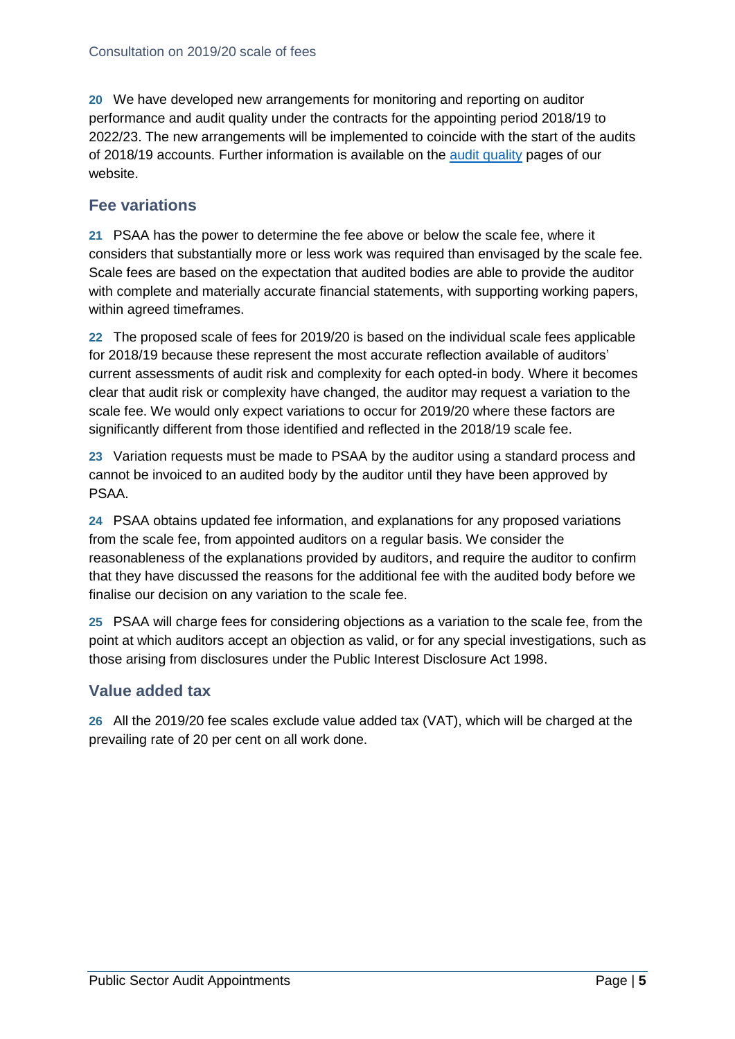**20** We have developed new arrangements for monitoring and reporting on auditor performance and audit quality under the contracts for the appointing period 2018/19 to 2022/23. The new arrangements will be implemented to coincide with the start of the audits of 2018/19 accounts. Further information is available on the audit quality pages of our website.

## Fee variations

**21** PSAA has the power to determine the fee above or below the scale fee, where it considers that substantially more or less work was required than envisaged by the scale fee. Scale fees are based on the expectation that audited bodies are able to provide the auditor with complete and materially accurate financial statements, with supporting working papers, within agreed timeframes.

**22** The proposed scale of fees for 2019/20 is based on the individual scale fees applicable for 2018/19 because these represent the most accurate reflection available of auditors' current assessments of audit risk and complexity for each opted-in body. Where it becomes clear that audit risk or complexity have changed, the auditor may request a variation to the scale fee. We would only expect variations to occur for 2019/20 where these factors are significantly different from those identified and reflected in the 2018/19 scale fee.

**23** Variation requests must be made to PSAA by the auditor using a standard process and cannot be invoiced to an audited body by the auditor until they have been approved by PSAA.

**24** PSAA obtains updated fee information, and explanations for any proposed variations from the scale fee, from appointed auditors on a regular basis. We consider the reasonableness of the explanations provided by auditors, and require the auditor to confirm that they have discussed the reasons for the additional fee with the audited body before we finalise our decision on any variation to the scale fee.

**25** PSAA will charge fees for considering objections as a variation to the scale fee, from the point at which auditors accept an objection as valid, or for any special investigations, such as those arising from disclosures under the Public Interest Disclosure Act 1998.

## Value added tax

**26** All the 2019/20 fee scales exclude value added tax (VAT), which will be charged at the prevailing rate of 20 per cent on all work done.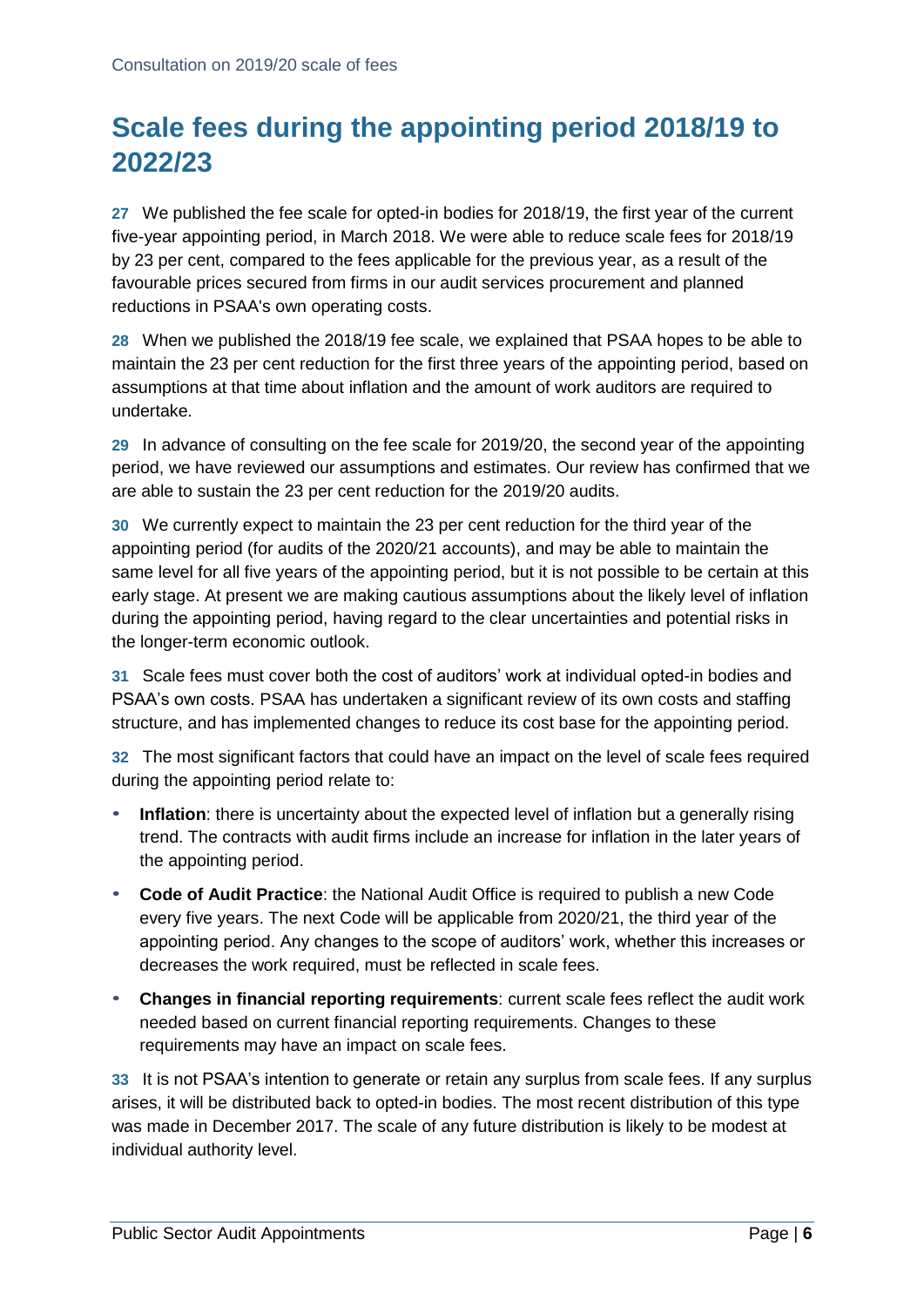## Scale fees during the appointing period 2018/19 to 2022/23

**27** We published the fee scale for opted-in bodies for 2018/19, the first year of the current five-year appointing period, in March 2018. We were able to reduce scale fees for 2018/19 by 23 per cent, compared to the fees applicable for the previous year, as a result of the favourable prices secured from firms in our audit services procurement and planned reductions in PSAA's own operating costs.

**28** When we published the 2018/19 fee scale, we explained that PSAA hopes to be able to maintain the 23 per cent reduction for the first three years of the appointing period, based on assumptions at that time about inflation and the amount of work auditors are required to undertake.

**29** In advance of consulting on the fee scale for 2019/20, the second year of the appointing period, we have reviewed our assumptions and estimates. Our review has confirmed that we are able to sustain the 23 per cent reduction for the 2019/20 audits.

**30** We currently expect to maintain the 23 per cent reduction for the third year of the appointing period (for audits of the 2020/21 accounts), and may be able to maintain the same level for all five years of the appointing period, but it is not possible to be certain at this early stage. At present we are making cautious assumptions about the likely level of inflation during the appointing period, having regard to the clear uncertainties and potential risks in the longer-term economic outlook.

**31** Scale fees must cover both the cost of auditors' work at individual opted-in bodies and PSAA's own costs. PSAA has undertaken a significant review of its own costs and staffing structure, and has implemented changes to reduce its cost base for the appointing period.

**32** The most significant factors that could have an impact on the level of scale fees required during the appointing period relate to:

- **Inflation**: there is uncertainty about the expected level of inflation but a generally rising trend. The contracts with audit firms include an increase for inflation in the later years of the appointing period.
- **Code of Audit Practice**: the National Audit Office is required to publish a new Code every five years. The next Code will be applicable from 2020/21, the third year of the appointing period. Any changes to the scope of auditors' work, whether this increases or decreases the work required, must be reflected in scale fees.
- **Changes in financial reporting requirements**: current scale fees reflect the audit work needed based on current financial reporting requirements. Changes to these requirements may have an impact on scale fees.

**33** It is not PSAA's intention to generate or retain any surplus from scale fees. If any surplus arises, it will be distributed back to opted-in bodies. The most recent distribution of this type was made in December 2017. The scale of any future distribution is likely to be modest at individual authority level.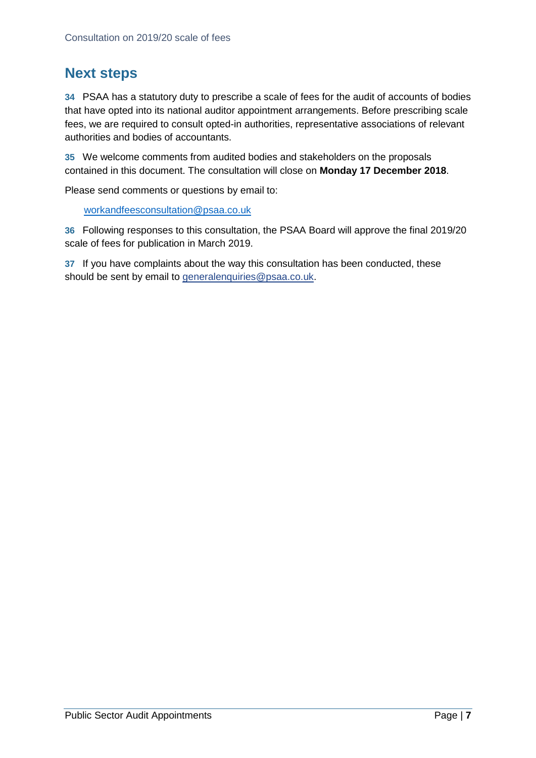## Next steps

**34** PSAA has a statutory duty to prescribe a scale of fees for the audit of accounts of bodies that have opted into its national auditor appointment arrangements. Before prescribing scale fees, we are required to consult opted-in authorities, representative associations of relevant authorities and bodies of accountants.

**35** We welcome comments from audited bodies and stakeholders on the proposals contained in this document. The consultation will close on **Monday 17 December 2018**.

Please send comments or questions by email to:

workandfeesconsultation@psaa.co.uk

**36** Following responses to this consultation, the PSAA Board will approve the final 2019/20 scale of fees for publication in March 2019.

**37** If you have complaints about the way this consultation has been conducted, these should be sent by email to generalenquiries@psaa.co.uk.